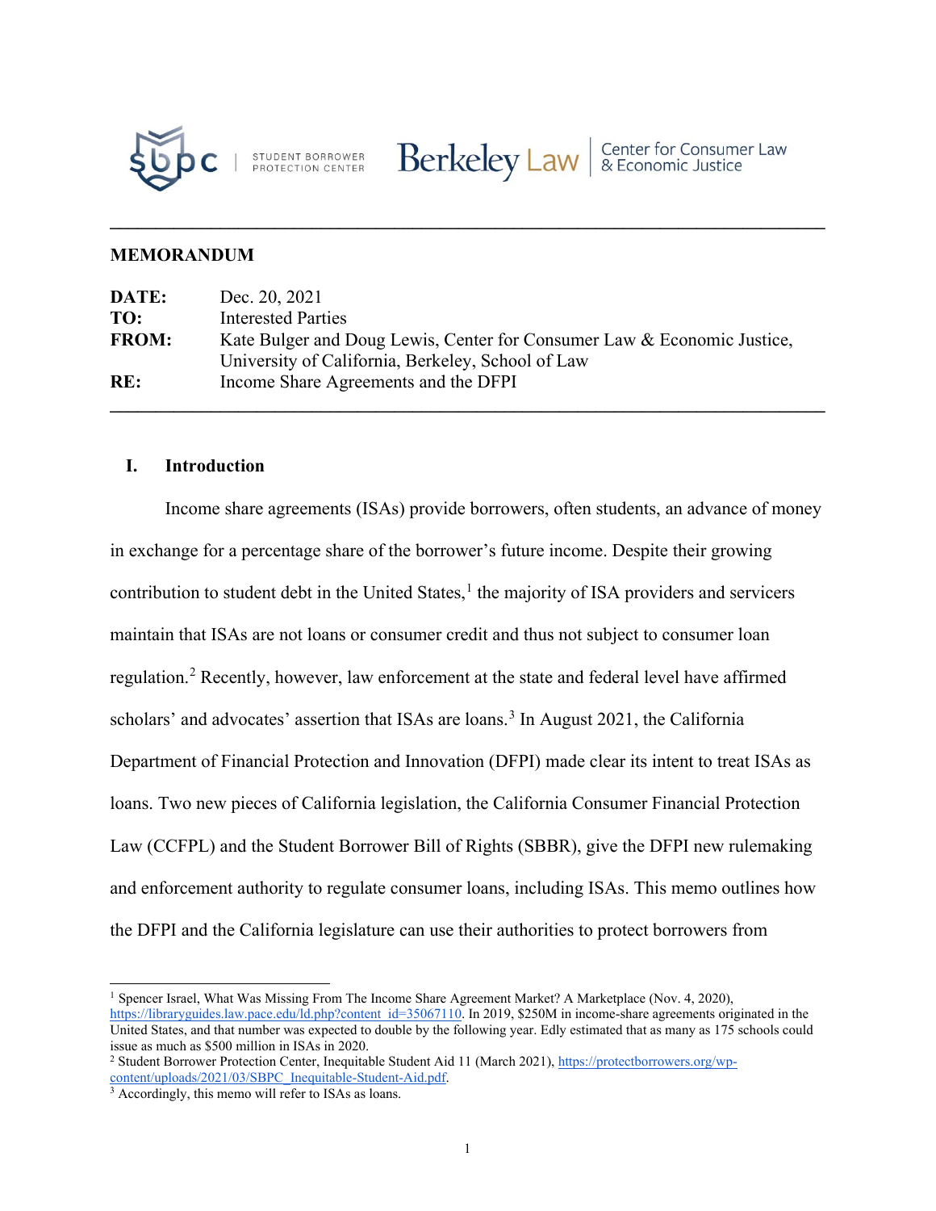STUDENT BORROWER PROTECTION CENTER | Berkeley Law | Center for Consumer Law & Economic Justice

---

**MEMORANDUM**

**DATE:** Dec. 20, 2021
**TO:** Interested Parties
**FROM:** Kate Bulger and Doug Lewis, Center for Consumer Law & Economic Justice, University of California, Berkeley, School of Law
**RE:** Income Share Agreements and the DFPI

---

## I. Introduction

Income share agreements (ISAs) provide borrowers, often students, an advance of money in exchange for a percentage share of the borrower's future income. Despite their growing contribution to student debt in the United States,[1] the majority of ISA providers and servicers maintain that ISAs are not loans or consumer credit and thus not subject to consumer loan regulation.[2] Recently, however, law enforcement at the state and federal level have affirmed scholars' and advocates' assertion that ISAs are loans.[3] In August 2021, the California Department of Financial Protection and Innovation (DFPI) made clear its intent to treat ISAs as loans. Two new pieces of California legislation, the California Consumer Financial Protection Law (CCFPL) and the Student Borrower Bill of Rights (SBBR), give the DFPI new rulemaking and enforcement authority to regulate consumer loans, including ISAs. This memo outlines how the DFPI and the California legislature can use their authorities to protect borrowers from

---

[1] Spencer Israel, What Was Missing From The Income Share Agreement Market? A Marketplace (Nov. 4, 2020), https://libraryguides.law.pace.edu/ld.php?content_id=35067110. In 2019, $250M in income-share agreements originated in the United States, and that number was expected to double by the following year. Edly estimated that as many as 175 schools could issue as much as $500 million in ISAs in 2020.

[2] Student Borrower Protection Center, Inequitable Student Aid 11 (March 2021), https://protectborrowers.org/wp-content/uploads/2021/03/SBPC_Inequitable-Student-Aid.pdf.

[3] Accordingly, this memo will refer to ISAs as loans.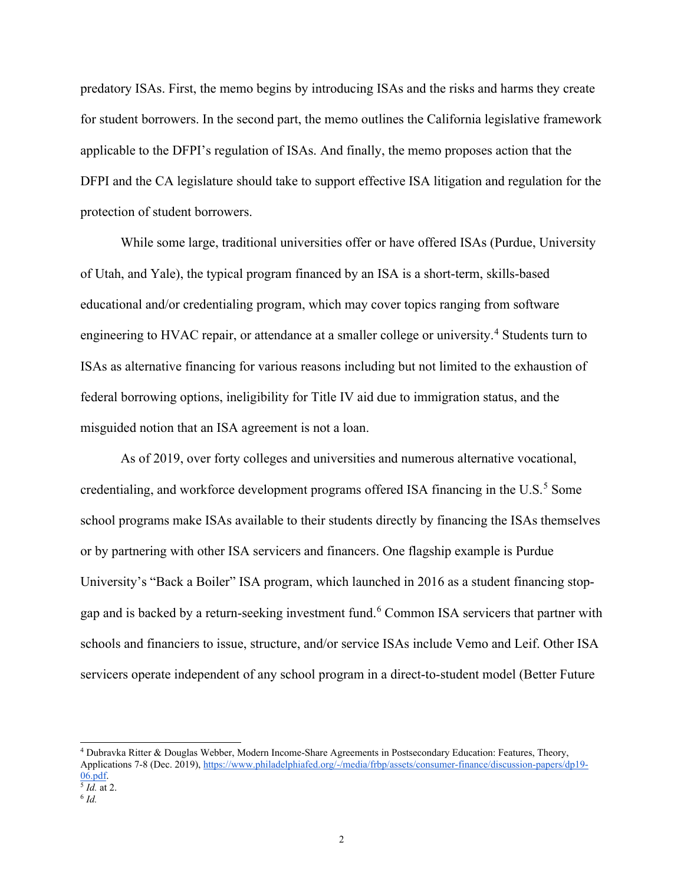predatory ISAs. First, the memo begins by introducing ISAs and the risks and harms they create for student borrowers. In the second part, the memo outlines the California legislative framework applicable to the DFPI's regulation of ISAs. And finally, the memo proposes action that the DFPI and the CA legislature should take to support effective ISA litigation and regulation for the protection of student borrowers.

While some large, traditional universities offer or have offered ISAs (Purdue, University of Utah, and Yale), the typical program financed by an ISA is a short-term, skills-based educational and/or credentialing program, which may cover topics ranging from software engineering to HVAC repair, or attendance at a smaller college or university.[4] Students turn to ISAs as alternative financing for various reasons including but not limited to the exhaustion of federal borrowing options, ineligibility for Title IV aid due to immigration status, and the misguided notion that an ISA agreement is not a loan.

As of 2019, over forty colleges and universities and numerous alternative vocational, credentialing, and workforce development programs offered ISA financing in the U.S.[5] Some school programs make ISAs available to their students directly by financing the ISAs themselves or by partnering with other ISA servicers and financers. One flagship example is Purdue University's "Back a Boiler" ISA program, which launched in 2016 as a student financing stop-gap and is backed by a return-seeking investment fund.[6] Common ISA servicers that partner with schools and financiers to issue, structure, and/or service ISAs include Vemo and Leif. Other ISA servicers operate independent of any school program in a direct-to-student model (Better Future

---

[4] Dubravka Ritter & Douglas Webber, Modern Income-Share Agreements in Postsecondary Education: Features, Theory, Applications 7-8 (Dec. 2019), https://www.philadelphiafed.org/-/media/frbp/assets/consumer-finance/discussion-papers/dp19-06.pdf.

[5] *Id.* at 2.

[6] *Id.*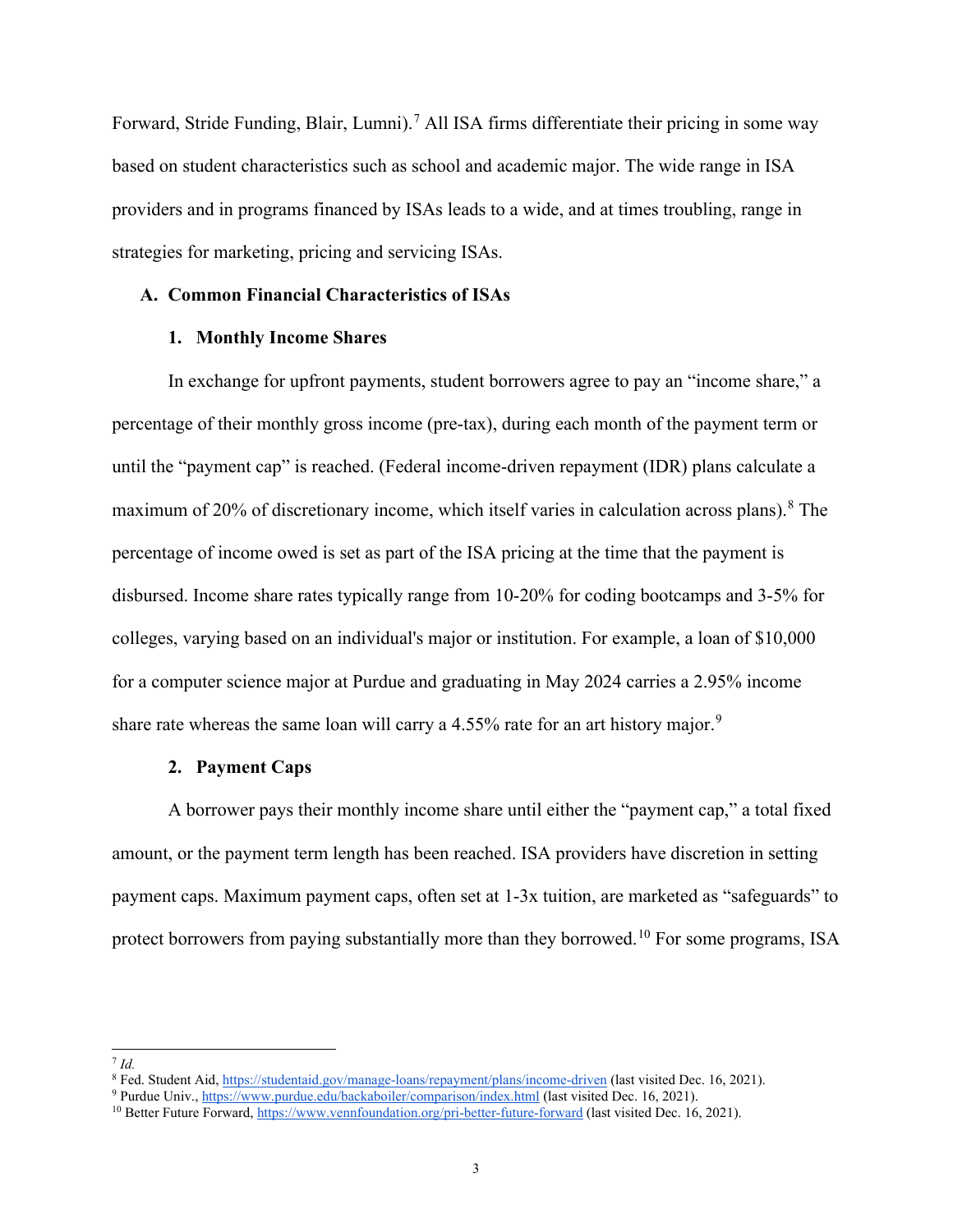Forward, Stride Funding, Blair, Lumni).[7] All ISA firms differentiate their pricing in some way based on student characteristics such as school and academic major. The wide range in ISA providers and in programs financed by ISAs leads to a wide, and at times troubling, range in strategies for marketing, pricing and servicing ISAs.

### A. Common Financial Characteristics of ISAs

#### 1. Monthly Income Shares

In exchange for upfront payments, student borrowers agree to pay an "income share," a percentage of their monthly gross income (pre-tax), during each month of the payment term or until the "payment cap" is reached. (Federal income-driven repayment (IDR) plans calculate a maximum of 20% of discretionary income, which itself varies in calculation across plans).[8] The percentage of income owed is set as part of the ISA pricing at the time that the payment is disbursed. Income share rates typically range from 10-20% for coding bootcamps and 3-5% for colleges, varying based on an individual's major or institution. For example, a loan of $10,000 for a computer science major at Purdue and graduating in May 2024 carries a 2.95% income share rate whereas the same loan will carry a 4.55% rate for an art history major.[9]

#### 2. Payment Caps

A borrower pays their monthly income share until either the "payment cap," a total fixed amount, or the payment term length has been reached. ISA providers have discretion in setting payment caps. Maximum payment caps, often set at 1-3x tuition, are marketed as "safeguards" to protect borrowers from paying substantially more than they borrowed.[10] For some programs, ISA

---

[7] *Id.*

[8] Fed. Student Aid, https://studentaid.gov/manage-loans/repayment/plans/income-driven (last visited Dec. 16, 2021).

[9] Purdue Univ., https://www.purdue.edu/backaboiler/comparison/index.html (last visited Dec. 16, 2021).

[10] Better Future Forward, https://www.vennfoundation.org/pri-better-future-forward (last visited Dec. 16, 2021).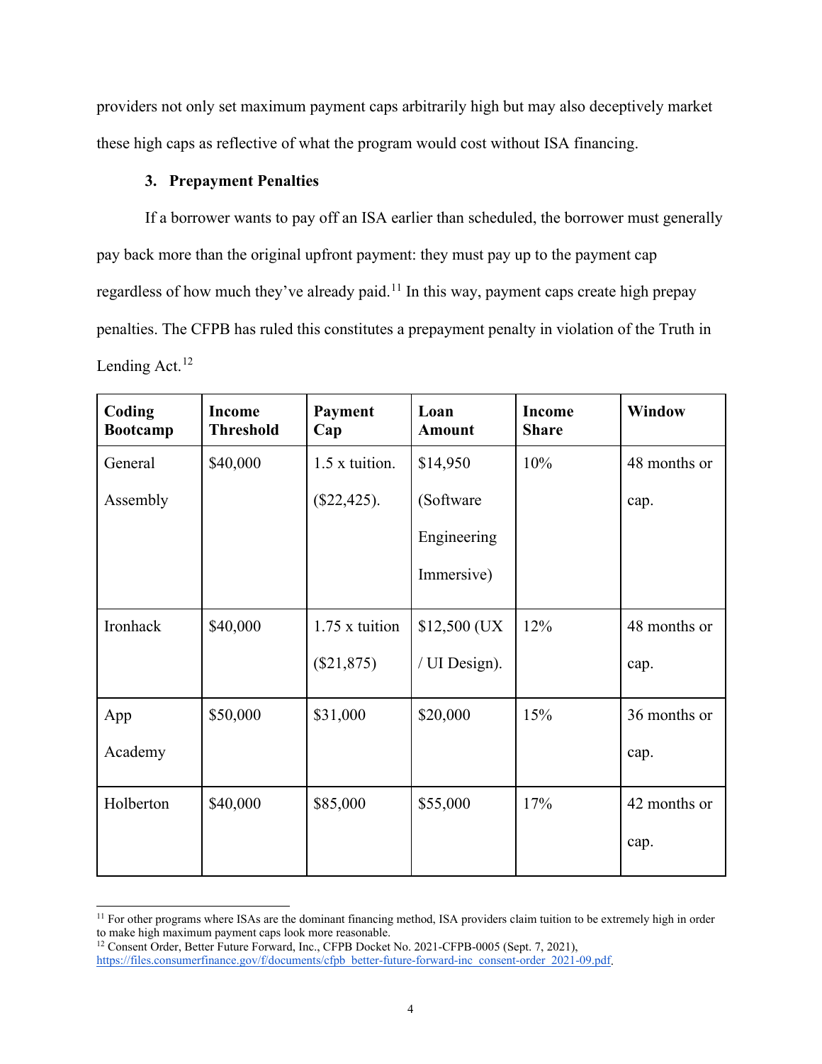providers not only set maximum payment caps arbitrarily high but may also deceptively market these high caps as reflective of what the program would cost without ISA financing.

### 3. Prepayment Penalties

If a borrower wants to pay off an ISA earlier than scheduled, the borrower must generally pay back more than the original upfront payment: they must pay up to the payment cap regardless of how much they've already paid.[11] In this way, payment caps create high prepay penalties. The CFPB has ruled this constitutes a prepayment penalty in violation of the Truth in Lending Act.[12]

| Coding Bootcamp | Income Threshold | Payment Cap | Loan Amount | Income Share | Window |
|---|---|---|---|---|---|
| General Assembly | $40,000 | 1.5 x tuition. ($22,425). | $14,950 (Software Engineering Immersive) | 10% | 48 months or cap. |
| Ironhack | $40,000 | 1.75 x tuition ($21,875) | $12,500 (UX / UI Design). | 12% | 48 months or cap. |
| App Academy | $50,000 | $31,000 | $20,000 | 15% | 36 months or cap. |
| Holberton | $40,000 | $85,000 | $55,000 | 17% | 42 months or cap. |

[11] For other programs where ISAs are the dominant financing method, ISA providers claim tuition to be extremely high in order to make high maximum payment caps look more reasonable.

[12] Consent Order, Better Future Forward, Inc., CFPB Docket No. 2021-CFPB-0005 (Sept. 7, 2021), https://files.consumerfinance.gov/f/documents/cfpb_better-future-forward-inc_consent-order_2021-09.pdf.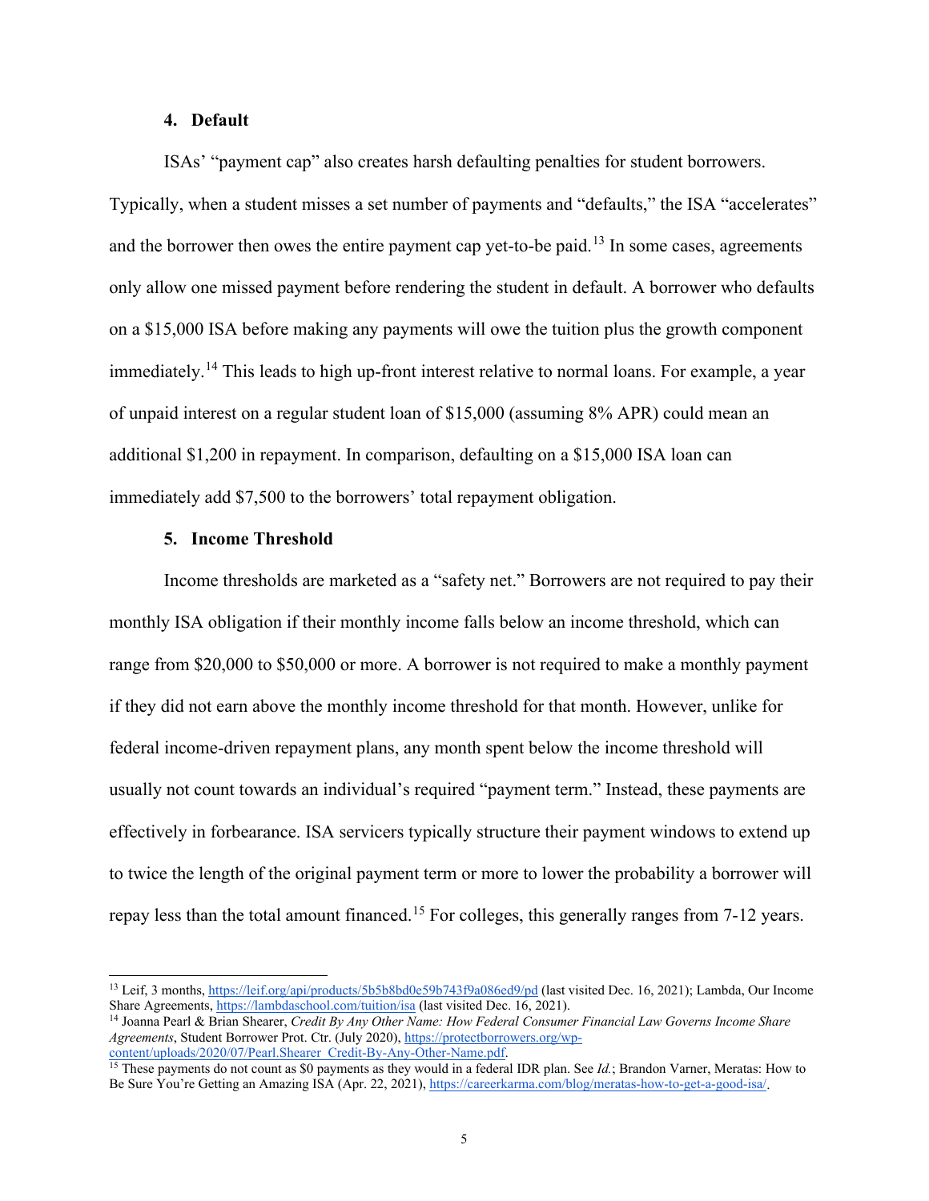#### 4. Default

ISAs' "payment cap" also creates harsh defaulting penalties for student borrowers. Typically, when a student misses a set number of payments and "defaults," the ISA "accelerates" and the borrower then owes the entire payment cap yet-to-be paid.[13] In some cases, agreements only allow one missed payment before rendering the student in default. A borrower who defaults on a $15,000 ISA before making any payments will owe the tuition plus the growth component immediately.[14] This leads to high up-front interest relative to normal loans. For example, a year of unpaid interest on a regular student loan of $15,000 (assuming 8% APR) could mean an additional $1,200 in repayment. In comparison, defaulting on a $15,000 ISA loan can immediately add $7,500 to the borrowers' total repayment obligation.

#### 5. Income Threshold

Income thresholds are marketed as a "safety net." Borrowers are not required to pay their monthly ISA obligation if their monthly income falls below an income threshold, which can range from $20,000 to $50,000 or more. A borrower is not required to make a monthly payment if they did not earn above the monthly income threshold for that month. However, unlike for federal income-driven repayment plans, any month spent below the income threshold will usually not count towards an individual's required "payment term." Instead, these payments are effectively in forbearance. ISA servicers typically structure their payment windows to extend up to twice the length of the original payment term or more to lower the probability a borrower will repay less than the total amount financed.[15] For colleges, this generally ranges from 7-12 years.

---

[13] Leif, 3 months, https://leif.org/api/products/5b5b8bd0e59b743f9a086ed9/pd (last visited Dec. 16, 2021); Lambda, Our Income Share Agreements, https://lambdaschool.com/tuition/isa (last visited Dec. 16, 2021).

[14] Joanna Pearl & Brian Shearer, *Credit By Any Other Name: How Federal Consumer Financial Law Governs Income Share Agreements*, Student Borrower Prot. Ctr. (July 2020), https://protectborrowers.org/wp-content/uploads/2020/07/Pearl.Shearer_Credit-By-Any-Other-Name.pdf.

[15] These payments do not count as $0 payments as they would in a federal IDR plan. See *Id.*; Brandon Varner, Meratas: How to Be Sure You're Getting an Amazing ISA (Apr. 22, 2021), https://careerkarma.com/blog/meratas-how-to-get-a-good-isa/.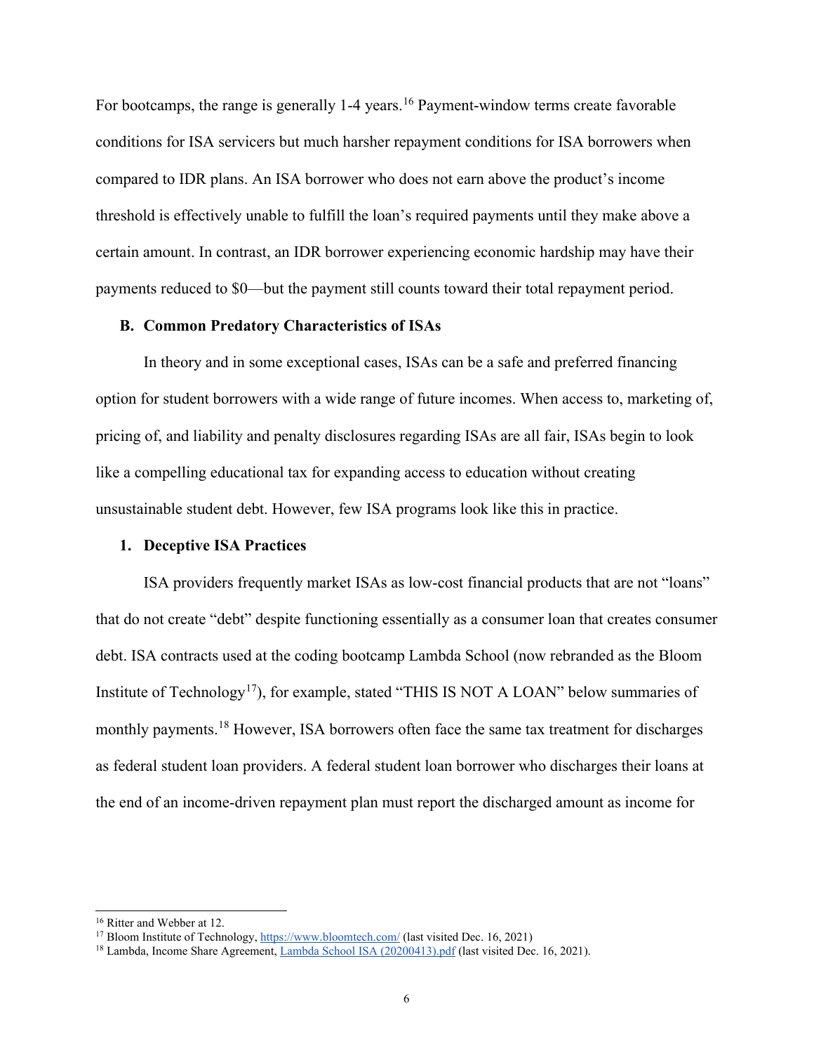For bootcamps, the range is generally 1-4 years.[16] Payment-window terms create favorable conditions for ISA servicers but much harsher repayment conditions for ISA borrowers when compared to IDR plans. An ISA borrower who does not earn above the product's income threshold is effectively unable to fulfill the loan's required payments until they make above a certain amount. In contrast, an IDR borrower experiencing economic hardship may have their payments reduced to $0—but the payment still counts toward their total repayment period.

### B. Common Predatory Characteristics of ISAs

In theory and in some exceptional cases, ISAs can be a safe and preferred financing option for student borrowers with a wide range of future incomes. When access to, marketing of, pricing of, and liability and penalty disclosures regarding ISAs are all fair, ISAs begin to look like a compelling educational tax for expanding access to education without creating unsustainable student debt. However, few ISA programs look like this in practice.

#### 1. Deceptive ISA Practices

ISA providers frequently market ISAs as low-cost financial products that are not "loans" that do not create "debt" despite functioning essentially as a consumer loan that creates consumer debt. ISA contracts used at the coding bootcamp Lambda School (now rebranded as the Bloom Institute of Technology[17]), for example, stated "THIS IS NOT A LOAN" below summaries of monthly payments.[18] However, ISA borrowers often face the same tax treatment for discharges as federal student loan providers. A federal student loan borrower who discharges their loans at the end of an income-driven repayment plan must report the discharged amount as income for

---

[16] Ritter and Webber at 12.

[17] Bloom Institute of Technology, https://www.bloomtech.com/ (last visited Dec. 16, 2021)

[18] Lambda, Income Share Agreement, Lambda School ISA (20200413).pdf (last visited Dec. 16, 2021).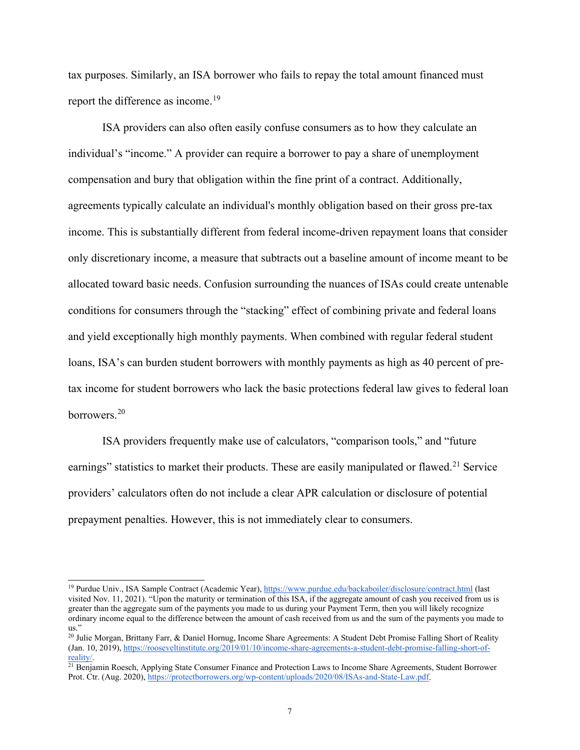tax purposes. Similarly, an ISA borrower who fails to repay the total amount financed must report the difference as income.[19]

ISA providers can also often easily confuse consumers as to how they calculate an individual's "income." A provider can require a borrower to pay a share of unemployment compensation and bury that obligation within the fine print of a contract. Additionally, agreements typically calculate an individual's monthly obligation based on their gross pre-tax income. This is substantially different from federal income-driven repayment loans that consider only discretionary income, a measure that subtracts out a baseline amount of income meant to be allocated toward basic needs. Confusion surrounding the nuances of ISAs could create untenable conditions for consumers through the "stacking" effect of combining private and federal loans and yield exceptionally high monthly payments. When combined with regular federal student loans, ISA's can burden student borrowers with monthly payments as high as 40 percent of pre-tax income for student borrowers who lack the basic protections federal law gives to federal loan borrowers.[20]

ISA providers frequently make use of calculators, "comparison tools," and "future earnings" statistics to market their products. These are easily manipulated or flawed.[21] Service providers' calculators often do not include a clear APR calculation or disclosure of potential prepayment penalties. However, this is not immediately clear to consumers.

---

[19] Purdue Univ., ISA Sample Contract (Academic Year), https://www.purdue.edu/backaboiler/disclosure/contract.html (last visited Nov. 11, 2021). "Upon the maturity or termination of this ISA, if the aggregate amount of cash you received from us is greater than the aggregate sum of the payments you made to us during your Payment Term, then you will likely recognize ordinary income equal to the difference between the amount of cash received from us and the sum of the payments you made to us."

[20] Julie Morgan, Brittany Farr, & Daniel Hornug, Income Share Agreements: A Student Debt Promise Falling Short of Reality (Jan. 10, 2019), https://rooseveltinstitute.org/2019/01/10/income-share-agreements-a-student-debt-promise-falling-short-of-reality/.

[21] Benjamin Roesch, Applying State Consumer Finance and Protection Laws to Income Share Agreements, Student Borrower Prot. Ctr. (Aug. 2020), https://protectborrowers.org/wp-content/uploads/2020/08/ISAs-and-State-Law.pdf.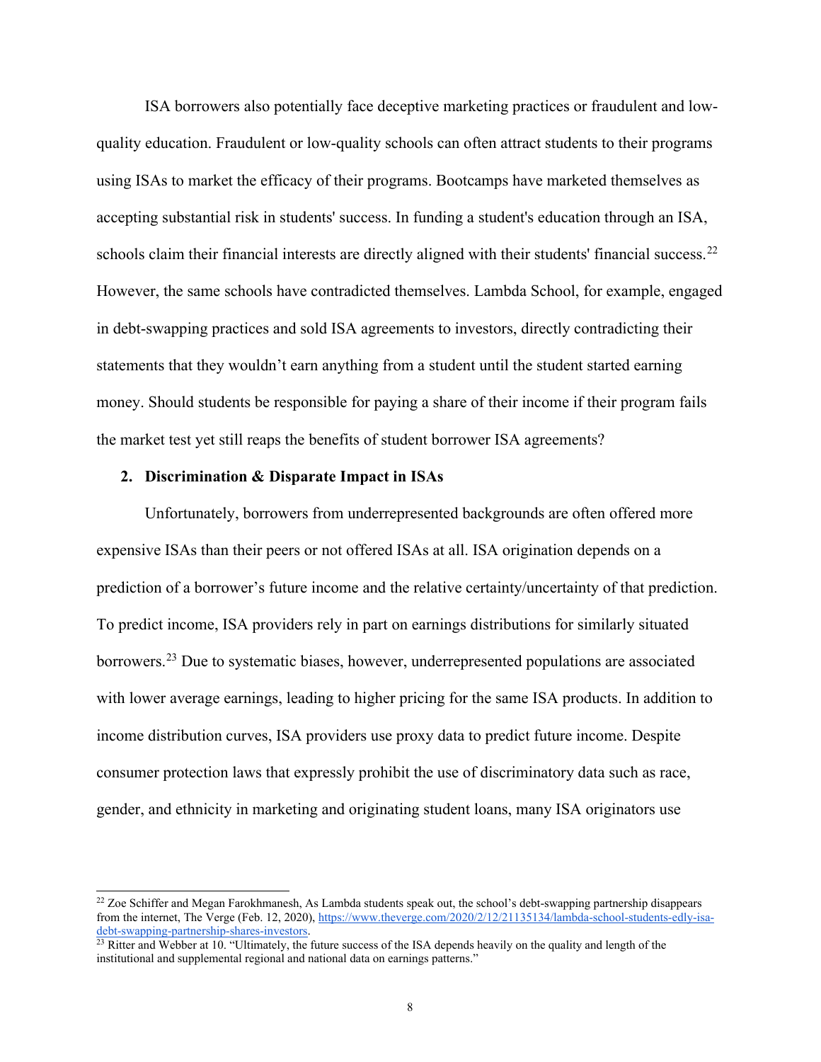ISA borrowers also potentially face deceptive marketing practices or fraudulent and low-quality education. Fraudulent or low-quality schools can often attract students to their programs using ISAs to market the efficacy of their programs. Bootcamps have marketed themselves as accepting substantial risk in students' success. In funding a student's education through an ISA, schools claim their financial interests are directly aligned with their students' financial success.[22] However, the same schools have contradicted themselves. Lambda School, for example, engaged in debt-swapping practices and sold ISA agreements to investors, directly contradicting their statements that they wouldn't earn anything from a student until the student started earning money. Should students be responsible for paying a share of their income if their program fails the market test yet still reaps the benefits of student borrower ISA agreements?

**2. Discrimination & Disparate Impact in ISAs**

Unfortunately, borrowers from underrepresented backgrounds are often offered more expensive ISAs than their peers or not offered ISAs at all. ISA origination depends on a prediction of a borrower's future income and the relative certainty/uncertainty of that prediction. To predict income, ISA providers rely in part on earnings distributions for similarly situated borrowers.[23] Due to systematic biases, however, underrepresented populations are associated with lower average earnings, leading to higher pricing for the same ISA products. In addition to income distribution curves, ISA providers use proxy data to predict future income. Despite consumer protection laws that expressly prohibit the use of discriminatory data such as race, gender, and ethnicity in marketing and originating student loans, many ISA originators use

---

[22] Zoe Schiffer and Megan Farokhmanesh, As Lambda students speak out, the school's debt-swapping partnership disappears from the internet, The Verge (Feb. 12, 2020), https://www.theverge.com/2020/2/12/21135134/lambda-school-students-edly-isa-debt-swapping-partnership-shares-investors.

[23] Ritter and Webber at 10. "Ultimately, the future success of the ISA depends heavily on the quality and length of the institutional and supplemental regional and national data on earnings patterns."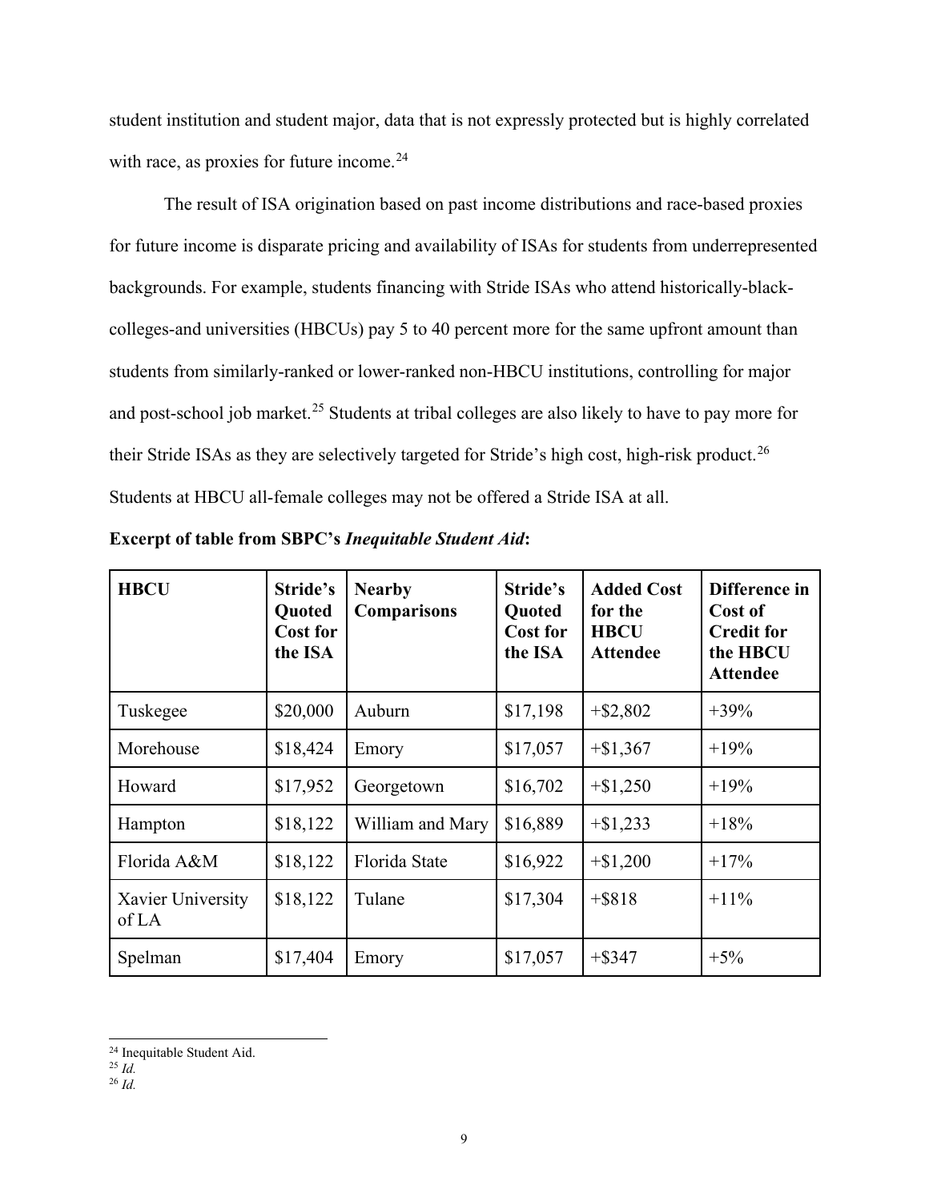student institution and student major, data that is not expressly protected but is highly correlated with race, as proxies for future income.[24]

The result of ISA origination based on past income distributions and race-based proxies for future income is disparate pricing and availability of ISAs for students from underrepresented backgrounds. For example, students financing with Stride ISAs who attend historically-black-colleges-and universities (HBCUs) pay 5 to 40 percent more for the same upfront amount than students from similarly-ranked or lower-ranked non-HBCU institutions, controlling for major and post-school job market.[25] Students at tribal colleges are also likely to have to pay more for their Stride ISAs as they are selectively targeted for Stride's high cost, high-risk product.[26] Students at HBCU all-female colleges may not be offered a Stride ISA at all.

**Excerpt of table from SBPC's *Inequitable Student Aid*:**

| HBCU | Stride's Quoted Cost for the ISA | Nearby Comparisons | Stride's Quoted Cost for the ISA | Added Cost for the HBCU Attendee | Difference in Cost of Credit for the HBCU Attendee |
|---|---|---|---|---|---|
| Tuskegee | $20,000 | Auburn | $17,198 | +$2,802 | +39% |
| Morehouse | $18,424 | Emory | $17,057 | +$1,367 | +19% |
| Howard | $17,952 | Georgetown | $16,702 | +$1,250 | +19% |
| Hampton | $18,122 | William and Mary | $16,889 | +$1,233 | +18% |
| Florida A&M | $18,122 | Florida State | $16,922 | +$1,200 | +17% |
| Xavier University of LA | $18,122 | Tulane | $17,304 | +$818 | +11% |
| Spelman | $17,404 | Emory | $17,057 | +$347 | +5% |

[24] Inequitable Student Aid.

[25] *Id.*

[26] *Id.*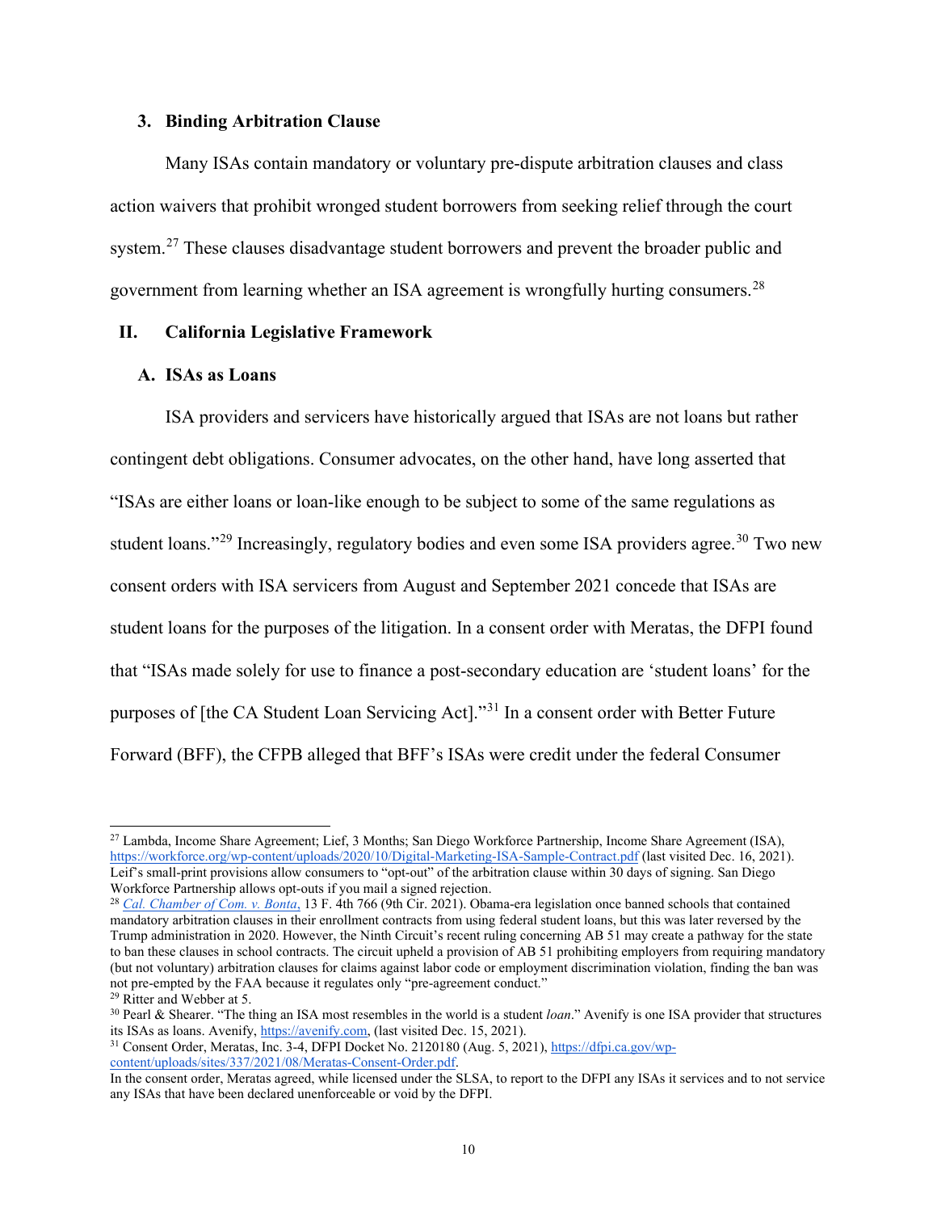### 3. Binding Arbitration Clause

Many ISAs contain mandatory or voluntary pre-dispute arbitration clauses and class action waivers that prohibit wronged student borrowers from seeking relief through the court system.[27] These clauses disadvantage student borrowers and prevent the broader public and government from learning whether an ISA agreement is wrongfully hurting consumers.[28]

## II. California Legislative Framework

### A. ISAs as Loans

ISA providers and servicers have historically argued that ISAs are not loans but rather contingent debt obligations. Consumer advocates, on the other hand, have long asserted that "ISAs are either loans or loan-like enough to be subject to some of the same regulations as student loans."[29] Increasingly, regulatory bodies and even some ISA providers agree.[30] Two new consent orders with ISA servicers from August and September 2021 concede that ISAs are student loans for the purposes of the litigation. In a consent order with Meratas, the DFPI found that "ISAs made solely for use to finance a post-secondary education are 'student loans' for the purposes of [the CA Student Loan Servicing Act]."[31] In a consent order with Better Future Forward (BFF), the CFPB alleged that BFF's ISAs were credit under the federal Consumer

---

[27] Lambda, Income Share Agreement; Lief, 3 Months; San Diego Workforce Partnership, Income Share Agreement (ISA), https://workforce.org/wp-content/uploads/2020/10/Digital-Marketing-ISA-Sample-Contract.pdf (last visited Dec. 16, 2021). Leif's small-print provisions allow consumers to "opt-out" of the arbitration clause within 30 days of signing. San Diego Workforce Partnership allows opt-outs if you mail a signed rejection.

[28] *Cal. Chamber of Com. v. Bonta*, 13 F. 4th 766 (9th Cir. 2021). Obama-era legislation once banned schools that contained mandatory arbitration clauses in their enrollment contracts from using federal student loans, but this was later reversed by the Trump administration in 2020. However, the Ninth Circuit's recent ruling concerning AB 51 may create a pathway for the state to ban these clauses in school contracts. The circuit upheld a provision of AB 51 prohibiting employers from requiring mandatory (but not voluntary) arbitration clauses for claims against labor code or employment discrimination violation, finding the ban was not pre-empted by the FAA because it regulates only "pre-agreement conduct."

[29] Ritter and Webber at 5.

[30] Pearl & Shearer. "The thing an ISA most resembles in the world is a student *loan*." Avenify is one ISA provider that structures its ISAs as loans. Avenify, https://avenify.com, (last visited Dec. 15, 2021).

[31] Consent Order, Meratas, Inc. 3-4, DFPI Docket No. 2120180 (Aug. 5, 2021), https://dfpi.ca.gov/wp-content/uploads/sites/337/2021/08/Meratas-Consent-Order.pdf.

In the consent order, Meratas agreed, while licensed under the SLSA, to report to the DFPI any ISAs it services and to not service any ISAs that have been declared unenforceable or void by the DFPI.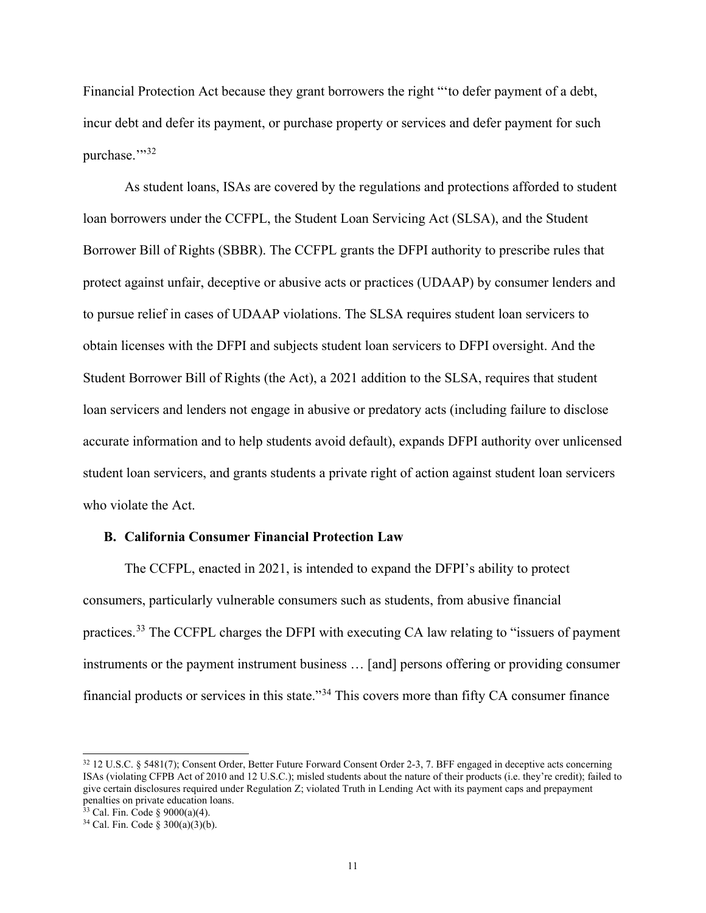Financial Protection Act because they grant borrowers the right "'to defer payment of a debt, incur debt and defer its payment, or purchase property or services and defer payment for such purchase.'"[32]

As student loans, ISAs are covered by the regulations and protections afforded to student loan borrowers under the CCFPL, the Student Loan Servicing Act (SLSA), and the Student Borrower Bill of Rights (SBBR). The CCFPL grants the DFPI authority to prescribe rules that protect against unfair, deceptive or abusive acts or practices (UDAAP) by consumer lenders and to pursue relief in cases of UDAAP violations. The SLSA requires student loan servicers to obtain licenses with the DFPI and subjects student loan servicers to DFPI oversight. And the Student Borrower Bill of Rights (the Act), a 2021 addition to the SLSA, requires that student loan servicers and lenders not engage in abusive or predatory acts (including failure to disclose accurate information and to help students avoid default), expands DFPI authority over unlicensed student loan servicers, and grants students a private right of action against student loan servicers who violate the Act.

### B. California Consumer Financial Protection Law

The CCFPL, enacted in 2021, is intended to expand the DFPI's ability to protect consumers, particularly vulnerable consumers such as students, from abusive financial practices.[33] The CCFPL charges the DFPI with executing CA law relating to "issuers of payment instruments or the payment instrument business … [and] persons offering or providing consumer financial products or services in this state."[34] This covers more than fifty CA consumer finance

---

[32] 12 U.S.C. § 5481(7); Consent Order, Better Future Forward Consent Order 2-3, 7. BFF engaged in deceptive acts concerning ISAs (violating CFPB Act of 2010 and 12 U.S.C.); misled students about the nature of their products (i.e. they're credit); failed to give certain disclosures required under Regulation Z; violated Truth in Lending Act with its payment caps and prepayment penalties on private education loans.

[33] Cal. Fin. Code § 9000(a)(4).

[34] Cal. Fin. Code § 300(a)(3)(b).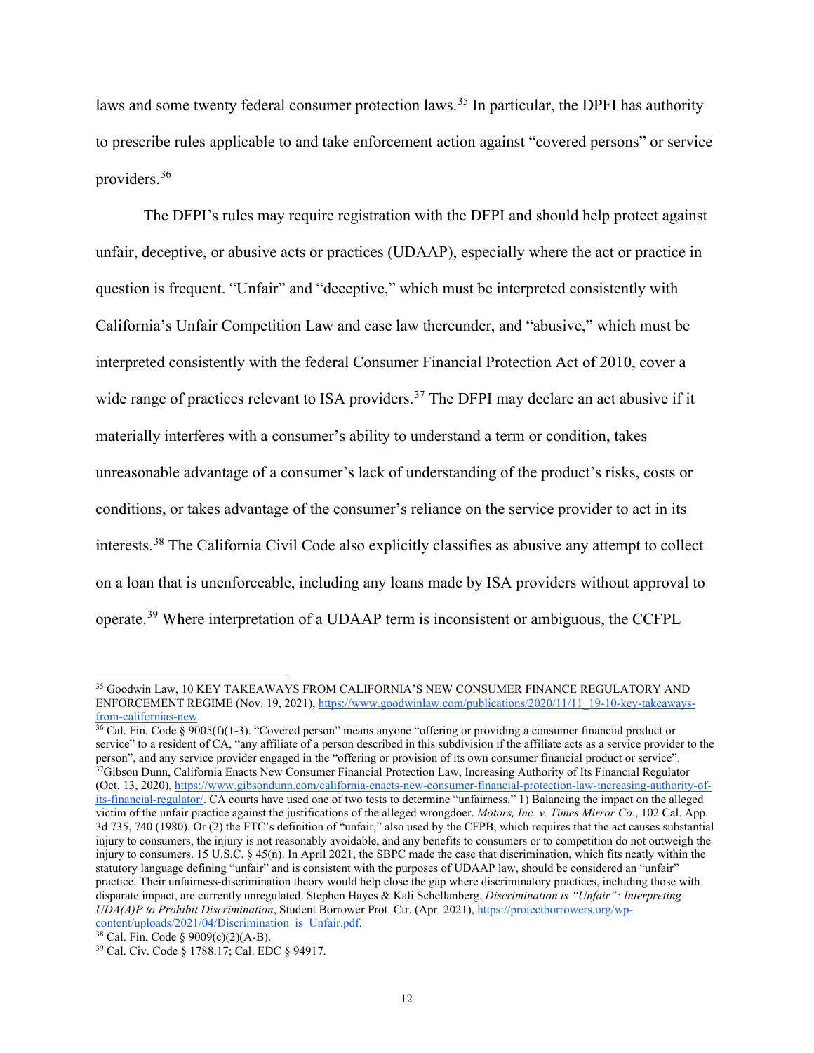laws and some twenty federal consumer protection laws.[35] In particular, the DPFI has authority to prescribe rules applicable to and take enforcement action against "covered persons" or service providers.[36]

The DFPI's rules may require registration with the DFPI and should help protect against unfair, deceptive, or abusive acts or practices (UDAAP), especially where the act or practice in question is frequent. "Unfair" and "deceptive," which must be interpreted consistently with California's Unfair Competition Law and case law thereunder, and "abusive," which must be interpreted consistently with the federal Consumer Financial Protection Act of 2010, cover a wide range of practices relevant to ISA providers.[37] The DFPI may declare an act abusive if it materially interferes with a consumer's ability to understand a term or condition, takes unreasonable advantage of a consumer's lack of understanding of the product's risks, costs or conditions, or takes advantage of the consumer's reliance on the service provider to act in its interests.[38] The California Civil Code also explicitly classifies as abusive any attempt to collect on a loan that is unenforceable, including any loans made by ISA providers without approval to operate.[39] Where interpretation of a UDAAP term is inconsistent or ambiguous, the CCFPL

---

[35] Goodwin Law, 10 KEY TAKEAWAYS FROM CALIFORNIA'S NEW CONSUMER FINANCE REGULATORY AND ENFORCEMENT REGIME (Nov. 19, 2021), https://www.goodwinlaw.com/publications/2020/11/11_19-10-key-takeaways-from-californias-new.

[36] Cal. Fin. Code § 9005(f)(1-3). "Covered person" means anyone "offering or providing a consumer financial product or service" to a resident of CA, "any affiliate of a person described in this subdivision if the affiliate acts as a service provider to the person", and any service provider engaged in the "offering or provision of its own consumer financial product or service".

[37] Gibson Dunn, California Enacts New Consumer Financial Protection Law, Increasing Authority of Its Financial Regulator (Oct. 13, 2020), https://www.gibsondunn.com/california-enacts-new-consumer-financial-protection-law-increasing-authority-of-its-financial-regulator/. CA courts have used one of two tests to determine "unfairness." 1) Balancing the impact on the alleged victim of the unfair practice against the justifications of the alleged wrongdoer. *Motors, Inc. v. Times Mirror Co.*, 102 Cal. App. 3d 735, 740 (1980). Or (2) the FTC's definition of "unfair," also used by the CFPB, which requires that the act causes substantial injury to consumers, the injury is not reasonably avoidable, and any benefits to consumers or to competition do not outweigh the injury to consumers. 15 U.S.C. § 45(n). In April 2021, the SBPC made the case that discrimination, which fits neatly within the statutory language defining "unfair" and is consistent with the purposes of UDAAP law, should be considered an "unfair" practice. Their unfairness-discrimination theory would help close the gap where discriminatory practices, including those with disparate impact, are currently unregulated. Stephen Hayes & Kali Schellanberg, *Discrimination is "Unfair": Interpreting UDA(A)P to Prohibit Discrimination*, Student Borrower Prot. Ctr. (Apr. 2021), https://protectborrowers.org/wp-content/uploads/2021/04/Discrimination_is_Unfair.pdf.

[38] Cal. Fin. Code § 9009(c)(2)(A-B).

[39] Cal. Civ. Code § 1788.17; Cal. EDC § 94917.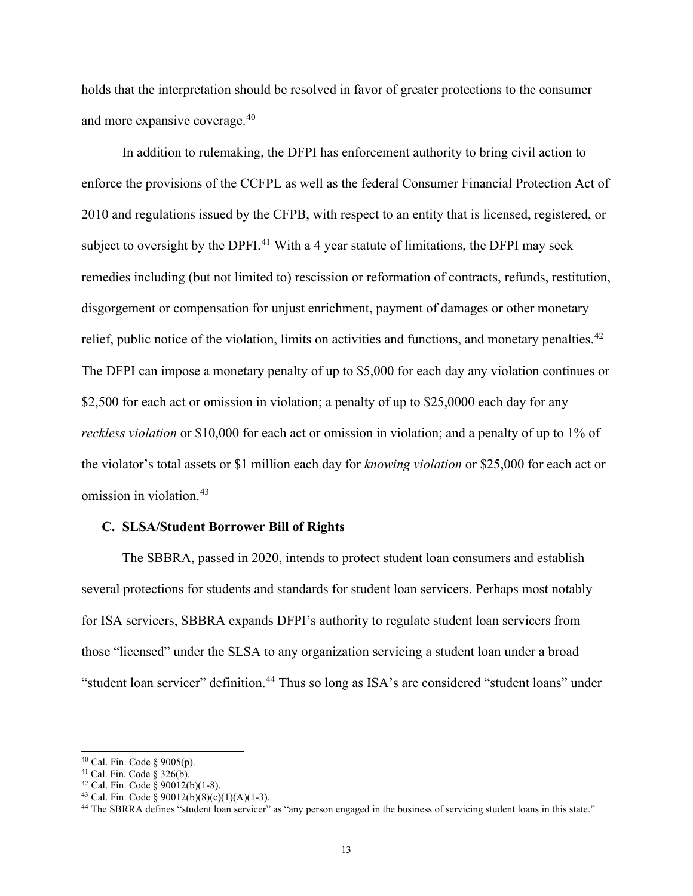holds that the interpretation should be resolved in favor of greater protections to the consumer and more expansive coverage.[40]

In addition to rulemaking, the DFPI has enforcement authority to bring civil action to enforce the provisions of the CCFPL as well as the federal Consumer Financial Protection Act of 2010 and regulations issued by the CFPB, with respect to an entity that is licensed, registered, or subject to oversight by the DPFI.[41] With a 4 year statute of limitations, the DFPI may seek remedies including (but not limited to) rescission or reformation of contracts, refunds, restitution, disgorgement or compensation for unjust enrichment, payment of damages or other monetary relief, public notice of the violation, limits on activities and functions, and monetary penalties.[42] The DFPI can impose a monetary penalty of up to $5,000 for each day any violation continues or $2,500 for each act or omission in violation; a penalty of up to $25,0000 each day for any *reckless violation* or $10,000 for each act or omission in violation; and a penalty of up to 1% of the violator's total assets or $1 million each day for *knowing violation* or $25,000 for each act or omission in violation.[43]

### C. SLSA/Student Borrower Bill of Rights

The SBBRA, passed in 2020, intends to protect student loan consumers and establish several protections for students and standards for student loan servicers. Perhaps most notably for ISA servicers, SBBRA expands DFPI's authority to regulate student loan servicers from those "licensed" under the SLSA to any organization servicing a student loan under a broad "student loan servicer" definition.[44] Thus so long as ISA's are considered "student loans" under

---

[40] Cal. Fin. Code § 9005(p).

[41] Cal. Fin. Code § 326(b).

[42] Cal. Fin. Code § 90012(b)(1-8).

[43] Cal. Fin. Code § 90012(b)(8)(c)(1)(A)(1-3).

[44] The SBRRA defines "student loan servicer" as "any person engaged in the business of servicing student loans in this state."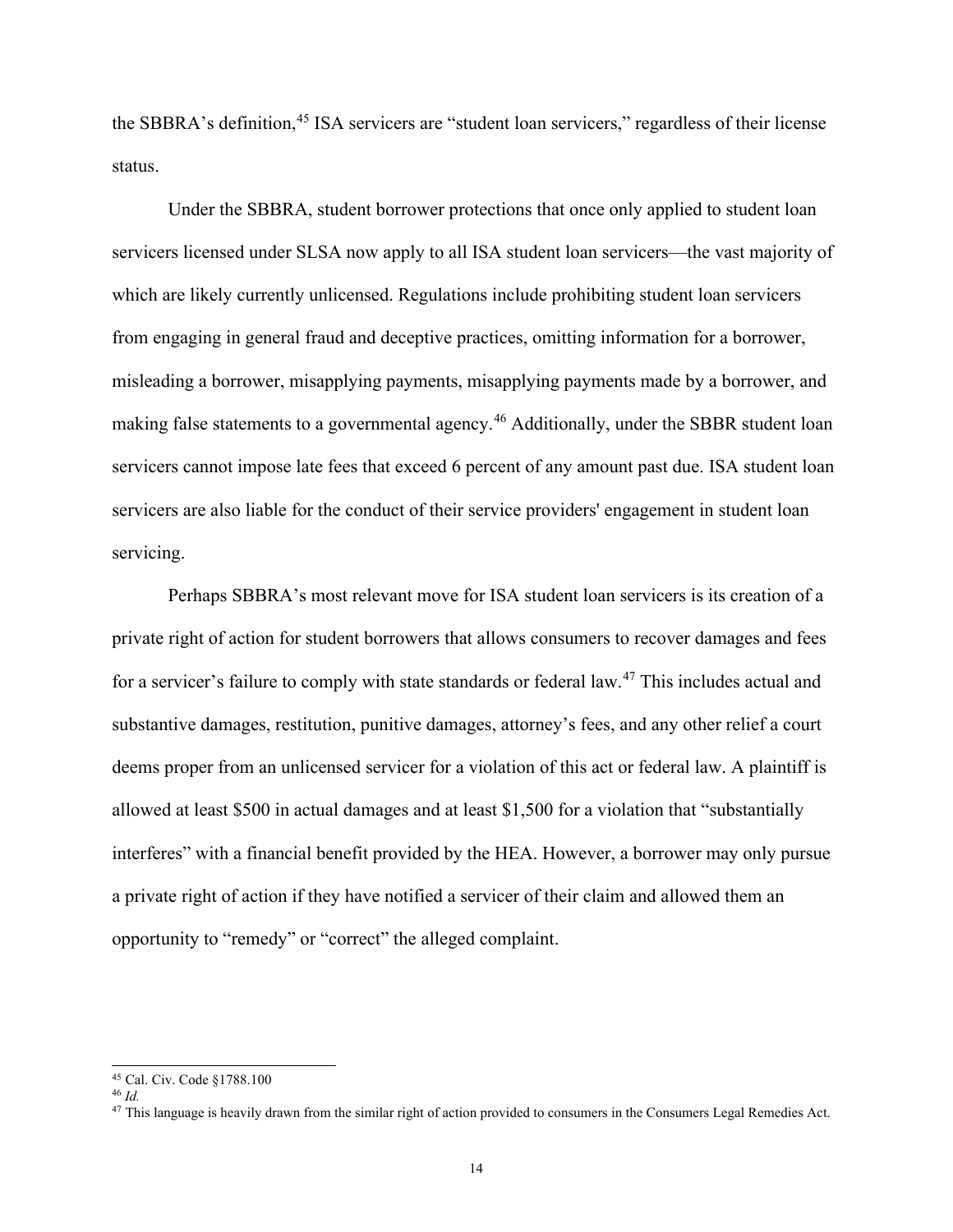the SBBRA's definition,[45] ISA servicers are "student loan servicers," regardless of their license status.

Under the SBBRA, student borrower protections that once only applied to student loan servicers licensed under SLSA now apply to all ISA student loan servicers—the vast majority of which are likely currently unlicensed. Regulations include prohibiting student loan servicers from engaging in general fraud and deceptive practices, omitting information for a borrower, misleading a borrower, misapplying payments, misapplying payments made by a borrower, and making false statements to a governmental agency.[46] Additionally, under the SBBR student loan servicers cannot impose late fees that exceed 6 percent of any amount past due. ISA student loan servicers are also liable for the conduct of their service providers' engagement in student loan servicing.

Perhaps SBBRA's most relevant move for ISA student loan servicers is its creation of a private right of action for student borrowers that allows consumers to recover damages and fees for a servicer's failure to comply with state standards or federal law.[47] This includes actual and substantive damages, restitution, punitive damages, attorney's fees, and any other relief a court deems proper from an unlicensed servicer for a violation of this act or federal law. A plaintiff is allowed at least $500 in actual damages and at least $1,500 for a violation that "substantially interferes" with a financial benefit provided by the HEA. However, a borrower may only pursue a private right of action if they have notified a servicer of their claim and allowed them an opportunity to "remedy" or "correct" the alleged complaint.

---

[45] Cal. Civ. Code §1788.100

[46] *Id.*

[47] This language is heavily drawn from the similar right of action provided to consumers in the Consumers Legal Remedies Act.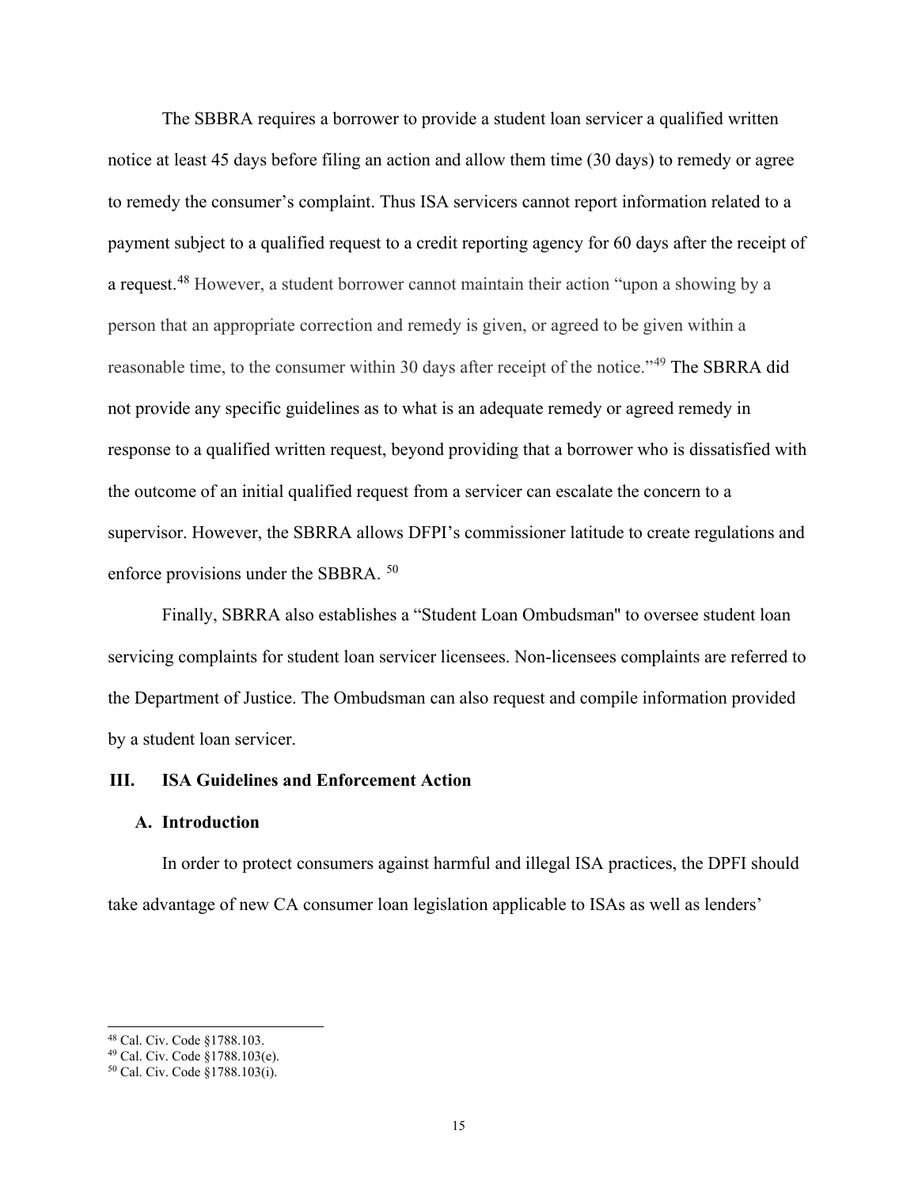The SBBRA requires a borrower to provide a student loan servicer a qualified written notice at least 45 days before filing an action and allow them time (30 days) to remedy or agree to remedy the consumer's complaint. Thus ISA servicers cannot report information related to a payment subject to a qualified request to a credit reporting agency for 60 days after the receipt of a request.[48] However, a student borrower cannot maintain their action "upon a showing by a person that an appropriate correction and remedy is given, or agreed to be given within a reasonable time, to the consumer within 30 days after receipt of the notice."[49] The SBRRA did not provide any specific guidelines as to what is an adequate remedy or agreed remedy in response to a qualified written request, beyond providing that a borrower who is dissatisfied with the outcome of an initial qualified request from a servicer can escalate the concern to a supervisor. However, the SBRRA allows DFPI's commissioner latitude to create regulations and enforce provisions under the SBBRA. [50]

Finally, SBRRA also establishes a "Student Loan Ombudsman" to oversee student loan servicing complaints for student loan servicer licensees. Non-licensees complaints are referred to the Department of Justice. The Ombudsman can also request and compile information provided by a student loan servicer.

## III. ISA Guidelines and Enforcement Action

### A. Introduction

In order to protect consumers against harmful and illegal ISA practices, the DPFI should take advantage of new CA consumer loan legislation applicable to ISAs as well as lenders'

---

[48] Cal. Civ. Code §1788.103.

[49] Cal. Civ. Code §1788.103(e).

[50] Cal. Civ. Code §1788.103(i).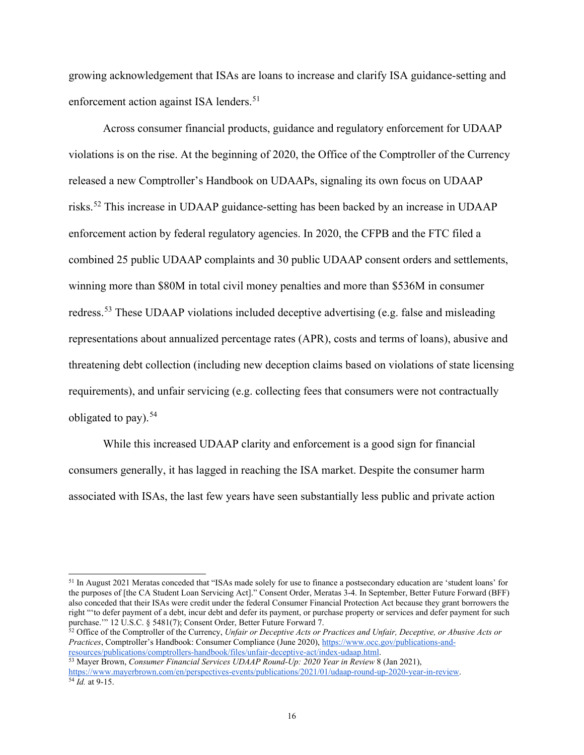growing acknowledgement that ISAs are loans to increase and clarify ISA guidance-setting and enforcement action against ISA lenders.[51]

Across consumer financial products, guidance and regulatory enforcement for UDAAP violations is on the rise. At the beginning of 2020, the Office of the Comptroller of the Currency released a new Comptroller's Handbook on UDAAPs, signaling its own focus on UDAAP risks.[52] This increase in UDAAP guidance-setting has been backed by an increase in UDAAP enforcement action by federal regulatory agencies. In 2020, the CFPB and the FTC filed a combined 25 public UDAAP complaints and 30 public UDAAP consent orders and settlements, winning more than $80M in total civil money penalties and more than $536M in consumer redress.[53] These UDAAP violations included deceptive advertising (e.g. false and misleading representations about annualized percentage rates (APR), costs and terms of loans), abusive and threatening debt collection (including new deception claims based on violations of state licensing requirements), and unfair servicing (e.g. collecting fees that consumers were not contractually obligated to pay).[54]

While this increased UDAAP clarity and enforcement is a good sign for financial consumers generally, it has lagged in reaching the ISA market. Despite the consumer harm associated with ISAs, the last few years have seen substantially less public and private action

---

[51] In August 2021 Meratas conceded that "ISAs made solely for use to finance a postsecondary education are 'student loans' for the purposes of [the CA Student Loan Servicing Act]." Consent Order, Meratas 3-4. In September, Better Future Forward (BFF) also conceded that their ISAs were credit under the federal Consumer Financial Protection Act because they grant borrowers the right "'to defer payment of a debt, incur debt and defer its payment, or purchase property or services and defer payment for such purchase.'" 12 U.S.C. § 5481(7); Consent Order, Better Future Forward 7.

[52] Office of the Comptroller of the Currency, *Unfair or Deceptive Acts or Practices and Unfair, Deceptive, or Abusive Acts or Practices*, Comptroller's Handbook: Consumer Compliance (June 2020), https://www.occ.gov/publications-and-resources/publications/comptrollers-handbook/files/unfair-deceptive-act/index-udaap.html.

[53] Mayer Brown, *Consumer Financial Services UDAAP Round-Up: 2020 Year in Review* 8 (Jan 2021), https://www.mayerbrown.com/en/perspectives-events/publications/2021/01/udaap-round-up-2020-year-in-review.

[54] *Id.* at 9-15.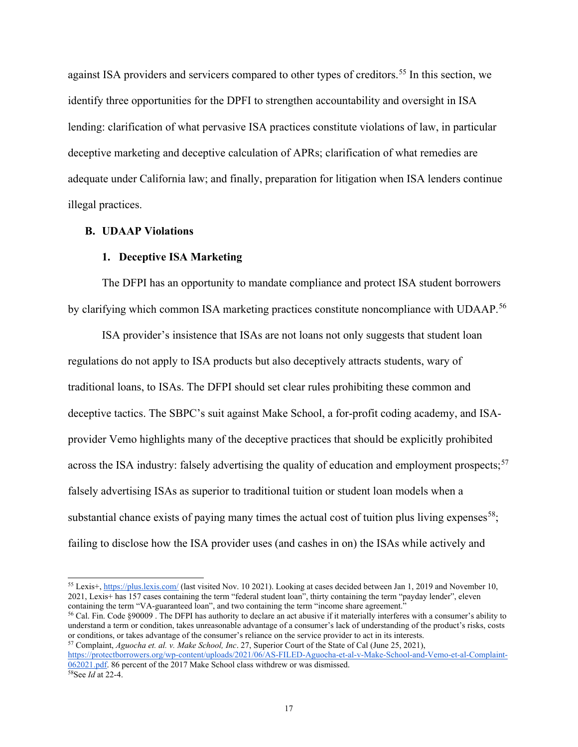against ISA providers and servicers compared to other types of creditors.[55] In this section, we identify three opportunities for the DPFI to strengthen accountability and oversight in ISA lending: clarification of what pervasive ISA practices constitute violations of law, in particular deceptive marketing and deceptive calculation of APRs; clarification of what remedies are adequate under California law; and finally, preparation for litigation when ISA lenders continue illegal practices.

### B. UDAAP Violations

#### 1. Deceptive ISA Marketing

The DFPI has an opportunity to mandate compliance and protect ISA student borrowers by clarifying which common ISA marketing practices constitute noncompliance with UDAAP.[56]

ISA provider's insistence that ISAs are not loans not only suggests that student loan regulations do not apply to ISA products but also deceptively attracts students, wary of traditional loans, to ISAs. The DFPI should set clear rules prohibiting these common and deceptive tactics. The SBPC's suit against Make School, a for-profit coding academy, and ISA-provider Vemo highlights many of the deceptive practices that should be explicitly prohibited across the ISA industry: falsely advertising the quality of education and employment prospects;[57] falsely advertising ISAs as superior to traditional tuition or student loan models when a substantial chance exists of paying many times the actual cost of tuition plus living expenses[58]; failing to disclose how the ISA provider uses (and cashes in on) the ISAs while actively and

---

[55] Lexis+, https://plus.lexis.com/ (last visited Nov. 10 2021). Looking at cases decided between Jan 1, 2019 and November 10, 2021, Lexis+ has 157 cases containing the term "federal student loan", thirty containing the term "payday lender", eleven containing the term "VA-guaranteed loan", and two containing the term "income share agreement."

[56] Cal. Fin. Code §90009 . The DFPI has authority to declare an act abusive if it materially interferes with a consumer's ability to understand a term or condition, takes unreasonable advantage of a consumer's lack of understanding of the product's risks, costs or conditions, or takes advantage of the consumer's reliance on the service provider to act in its interests.

[57] Complaint, *Aguocha et. al. v. Make School, Inc*. 27, Superior Court of the State of Cal (June 25, 2021), https://protectborrowers.org/wp-content/uploads/2021/06/AS-FILED-Aguocha-et-al-v-Make-School-and-Vemo-et-al-Complaint-062021.pdf. 86 percent of the 2017 Make School class withdrew or was dismissed.

[58] See *Id* at 22-4.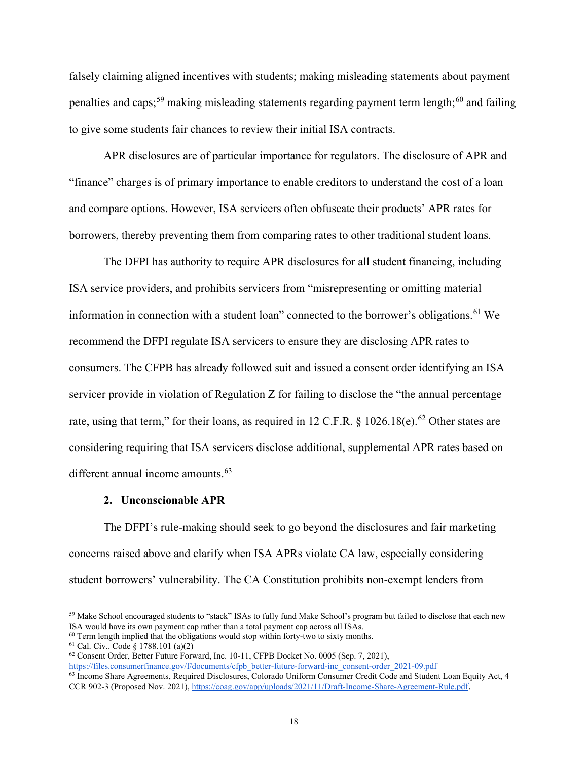falsely claiming aligned incentives with students; making misleading statements about payment penalties and caps;[59] making misleading statements regarding payment term length;[60] and failing to give some students fair chances to review their initial ISA contracts.

APR disclosures are of particular importance for regulators. The disclosure of APR and "finance" charges is of primary importance to enable creditors to understand the cost of a loan and compare options. However, ISA servicers often obfuscate their products' APR rates for borrowers, thereby preventing them from comparing rates to other traditional student loans.

The DFPI has authority to require APR disclosures for all student financing, including ISA service providers, and prohibits servicers from "misrepresenting or omitting material information in connection with a student loan" connected to the borrower's obligations.[61] We recommend the DFPI regulate ISA servicers to ensure they are disclosing APR rates to consumers. The CFPB has already followed suit and issued a consent order identifying an ISA servicer provide in violation of Regulation Z for failing to disclose the "the annual percentage rate, using that term," for their loans, as required in 12 C.F.R. § 1026.18(e).[62] Other states are considering requiring that ISA servicers disclose additional, supplemental APR rates based on different annual income amounts.[63]

### 2. Unconscionable APR

The DFPI's rule-making should seek to go beyond the disclosures and fair marketing concerns raised above and clarify when ISA APRs violate CA law, especially considering student borrowers' vulnerability. The CA Constitution prohibits non-exempt lenders from

---

[59] Make School encouraged students to "stack" ISAs to fully fund Make School's program but failed to disclose that each new ISA would have its own payment cap rather than a total payment cap across all ISAs.

[60] Term length implied that the obligations would stop within forty-two to sixty months.

[61] Cal. Civ.. Code § 1788.101 (a)(2)

[62] Consent Order, Better Future Forward, Inc. 10-11, CFPB Docket No. 0005 (Sep. 7, 2021), https://files.consumerfinance.gov/f/documents/cfpb_better-future-forward-inc_consent-order_2021-09.pdf

[63] Income Share Agreements, Required Disclosures, Colorado Uniform Consumer Credit Code and Student Loan Equity Act, 4 CCR 902-3 (Proposed Nov. 2021), https://coag.gov/app/uploads/2021/11/Draft-Income-Share-Agreement-Rule.pdf.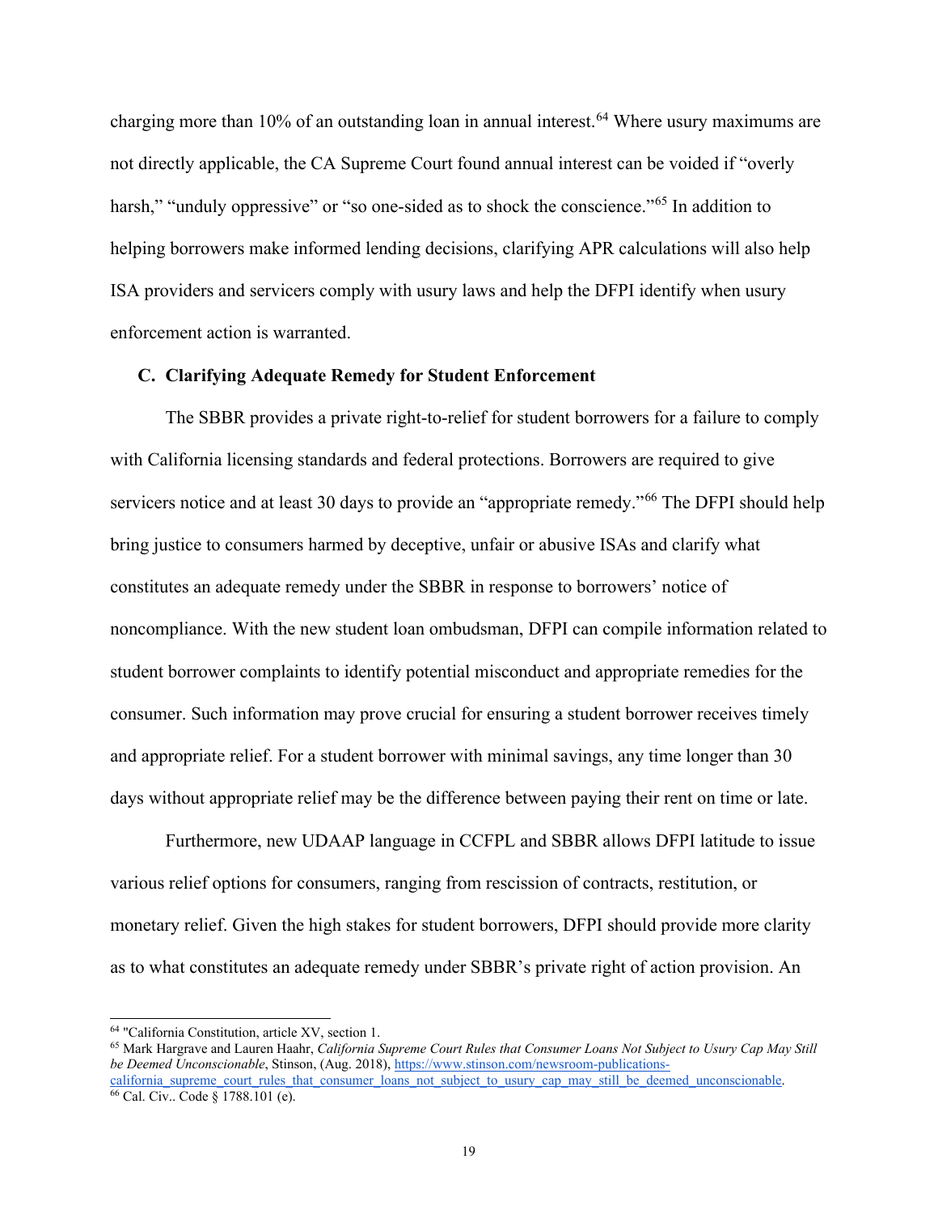charging more than 10% of an outstanding loan in annual interest.[64] Where usury maximums are not directly applicable, the CA Supreme Court found annual interest can be voided if "overly harsh," "unduly oppressive" or "so one-sided as to shock the conscience."[65] In addition to helping borrowers make informed lending decisions, clarifying APR calculations will also help ISA providers and servicers comply with usury laws and help the DFPI identify when usury enforcement action is warranted.

### C. Clarifying Adequate Remedy for Student Enforcement

The SBBR provides a private right-to-relief for student borrowers for a failure to comply with California licensing standards and federal protections. Borrowers are required to give servicers notice and at least 30 days to provide an "appropriate remedy."[66] The DFPI should help bring justice to consumers harmed by deceptive, unfair or abusive ISAs and clarify what constitutes an adequate remedy under the SBBR in response to borrowers' notice of noncompliance. With the new student loan ombudsman, DFPI can compile information related to student borrower complaints to identify potential misconduct and appropriate remedies for the consumer. Such information may prove crucial for ensuring a student borrower receives timely and appropriate relief. For a student borrower with minimal savings, any time longer than 30 days without appropriate relief may be the difference between paying their rent on time or late.

Furthermore, new UDAAP language in CCFPL and SBBR allows DFPI latitude to issue various relief options for consumers, ranging from rescission of contracts, restitution, or monetary relief. Given the high stakes for student borrowers, DFPI should provide more clarity as to what constitutes an adequate remedy under SBBR's private right of action provision. An

---

[64] "California Constitution, article XV, section 1.

[65] Mark Hargrave and Lauren Haahr, *California Supreme Court Rules that Consumer Loans Not Subject to Usury Cap May Still be Deemed Unconscionable*, Stinson, (Aug. 2018), https://www.stinson.com/newsroom-publications-california_supreme_court_rules_that_consumer_loans_not_subject_to_usury_cap_may_still_be_deemed_unconscionable.

[66] Cal. Civ.. Code § 1788.101 (e).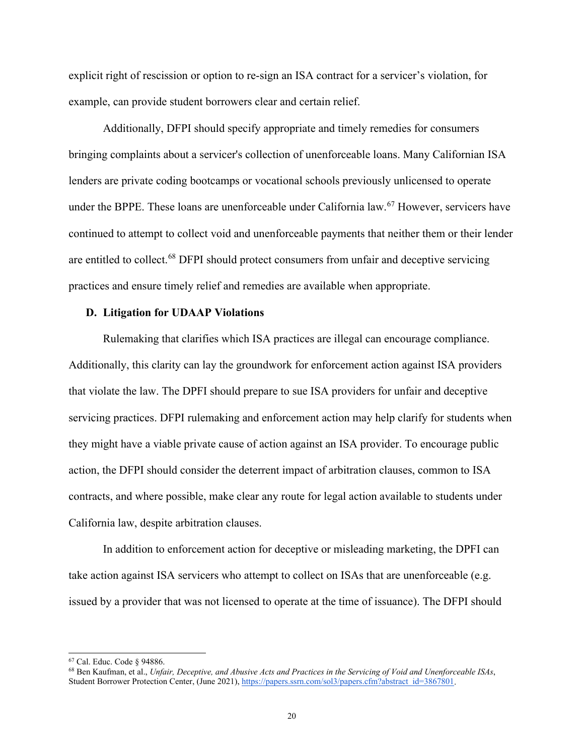explicit right of rescission or option to re-sign an ISA contract for a servicer's violation, for example, can provide student borrowers clear and certain relief.

Additionally, DFPI should specify appropriate and timely remedies for consumers bringing complaints about a servicer's collection of unenforceable loans. Many Californian ISA lenders are private coding bootcamps or vocational schools previously unlicensed to operate under the BPPE. These loans are unenforceable under California law.[67] However, servicers have continued to attempt to collect void and unenforceable payments that neither them or their lender are entitled to collect.[68] DFPI should protect consumers from unfair and deceptive servicing practices and ensure timely relief and remedies are available when appropriate.

### D. Litigation for UDAAP Violations

Rulemaking that clarifies which ISA practices are illegal can encourage compliance. Additionally, this clarity can lay the groundwork for enforcement action against ISA providers that violate the law. The DPFI should prepare to sue ISA providers for unfair and deceptive servicing practices. DFPI rulemaking and enforcement action may help clarify for students when they might have a viable private cause of action against an ISA provider. To encourage public action, the DFPI should consider the deterrent impact of arbitration clauses, common to ISA contracts, and where possible, make clear any route for legal action available to students under California law, despite arbitration clauses.

In addition to enforcement action for deceptive or misleading marketing, the DPFI can take action against ISA servicers who attempt to collect on ISAs that are unenforceable (e.g. issued by a provider that was not licensed to operate at the time of issuance). The DFPI should

---

[67] Cal. Educ. Code § 94886.

[68] Ben Kaufman, et al., *Unfair, Deceptive, and Abusive Acts and Practices in the Servicing of Void and Unenforceable ISAs*, Student Borrower Protection Center, (June 2021), https://papers.ssrn.com/sol3/papers.cfm?abstract_id=3867801.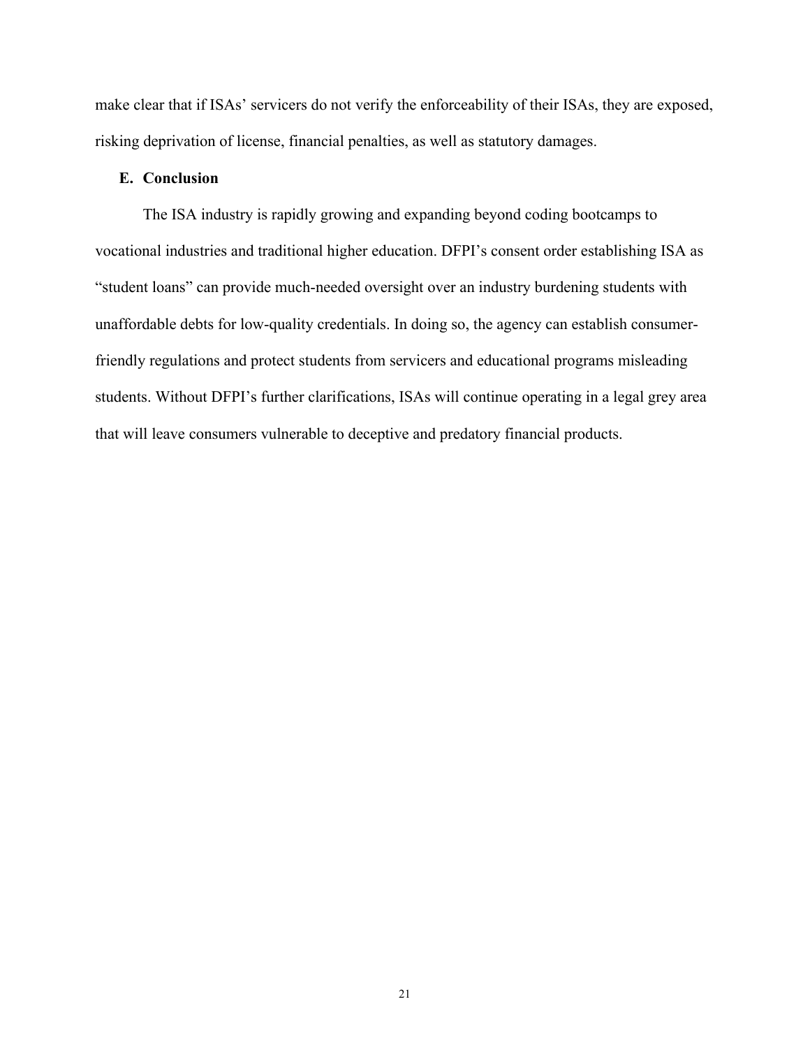make clear that if ISAs' servicers do not verify the enforceability of their ISAs, they are exposed, risking deprivation of license, financial penalties, as well as statutory damages.

### E. Conclusion

The ISA industry is rapidly growing and expanding beyond coding bootcamps to vocational industries and traditional higher education. DFPI's consent order establishing ISA as "student loans" can provide much-needed oversight over an industry burdening students with unaffordable debts for low-quality credentials. In doing so, the agency can establish consumer-friendly regulations and protect students from servicers and educational programs misleading students. Without DFPI's further clarifications, ISAs will continue operating in a legal grey area that will leave consumers vulnerable to deceptive and predatory financial products.